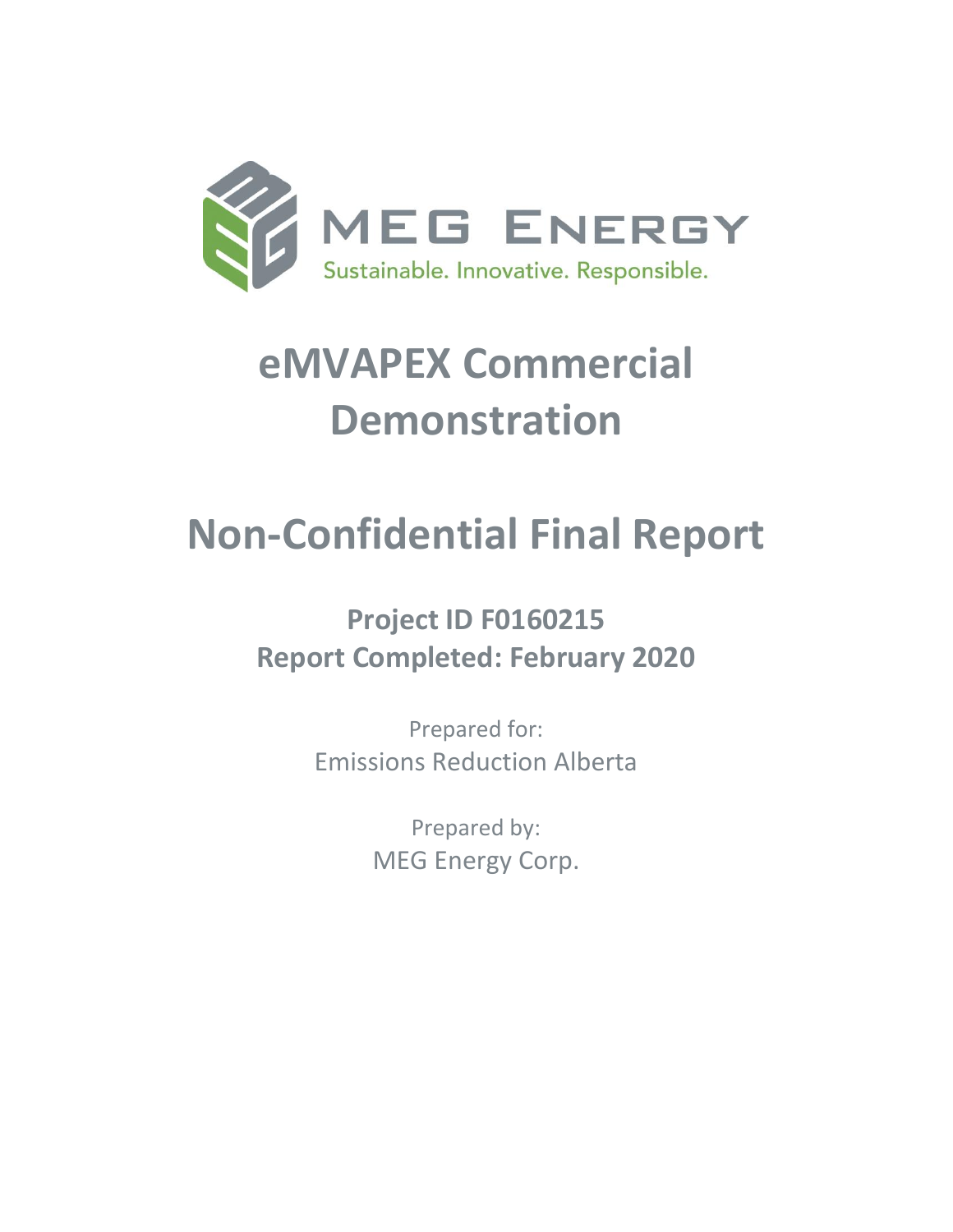MEG ENERGY

Sustainable. Innovative. Responsible.

# eMVAPEX Commercial Demonstration

# Non-Confidential Final Report

**Project ID F0160215**
**Report Completed: February 2020**

Prepared for:
Emissions Reduction Alberta

Prepared by:
MEG Energy Corp.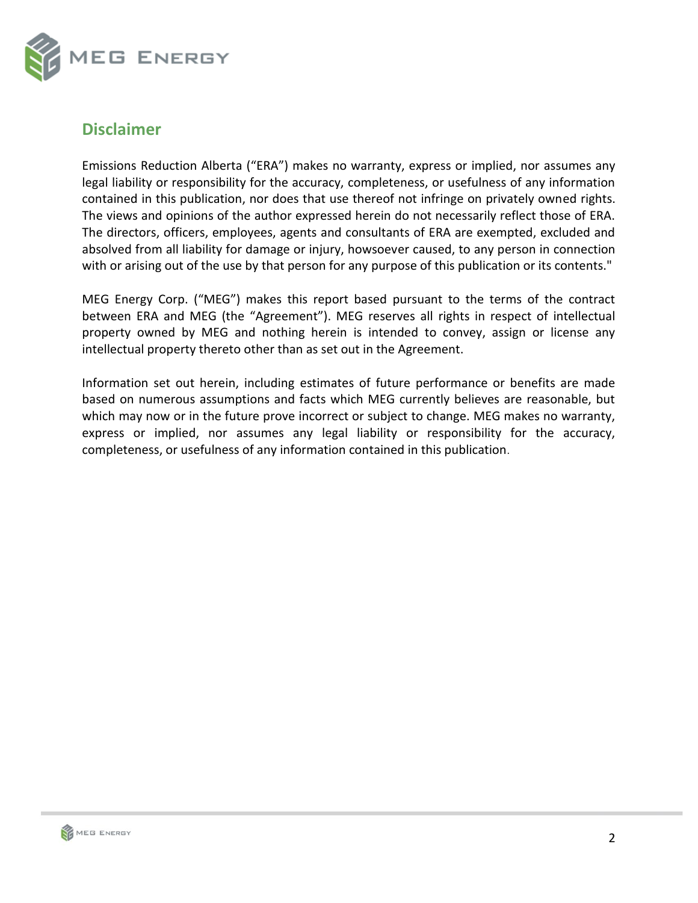## Disclaimer

Emissions Reduction Alberta ("ERA") makes no warranty, express or implied, nor assumes any legal liability or responsibility for the accuracy, completeness, or usefulness of any information contained in this publication, nor does that use thereof not infringe on privately owned rights. The views and opinions of the author expressed herein do not necessarily reflect those of ERA. The directors, officers, employees, agents and consultants of ERA are exempted, excluded and absolved from all liability for damage or injury, howsoever caused, to any person in connection with or arising out of the use by that person for any purpose of this publication or its contents."

MEG Energy Corp. ("MEG") makes this report based pursuant to the terms of the contract between ERA and MEG (the "Agreement"). MEG reserves all rights in respect of intellectual property owned by MEG and nothing herein is intended to convey, assign or license any intellectual property thereto other than as set out in the Agreement.

Information set out herein, including estimates of future performance or benefits are made based on numerous assumptions and facts which MEG currently believes are reasonable, but which may now or in the future prove incorrect or subject to change. MEG makes no warranty, express or implied, nor assumes any legal liability or responsibility for the accuracy, completeness, or usefulness of any information contained in this publication.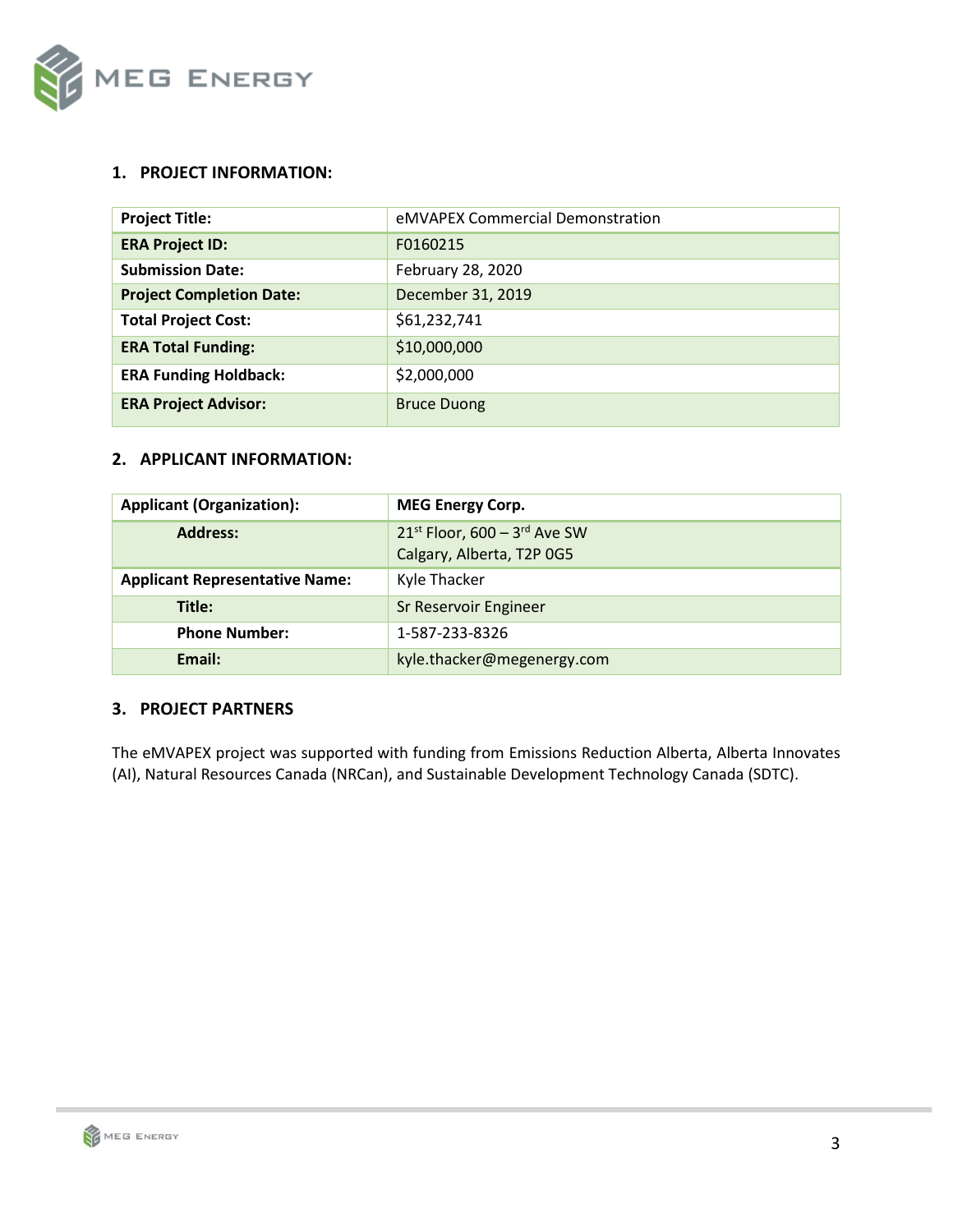## 1. PROJECT INFORMATION:

| **Project Title:** | eMVAPEX Commercial Demonstration |
|---|---|
| **ERA Project ID:** | F0160215 |
| **Submission Date:** | February 28, 2020 |
| **Project Completion Date:** | December 31, 2019 |
| **Total Project Cost:** | $61,232,741 |
| **ERA Total Funding:** | $10,000,000 |
| **ERA Funding Holdback:** | $2,000,000 |
| **ERA Project Advisor:** | Bruce Duong |

## 2. APPLICANT INFORMATION:

| **Applicant (Organization):** | **MEG Energy Corp.** |
|---|---|
| **Address:** | 21st Floor, 600 – 3rd Ave SW<br>Calgary, Alberta, T2P 0G5 |
| **Applicant Representative Name:** | Kyle Thacker |
| **Title:** | Sr Reservoir Engineer |
| **Phone Number:** | 1-587-233-8326 |
| **Email:** | kyle.thacker@megenergy.com |

## 3. PROJECT PARTNERS

The eMVAPEX project was supported with funding from Emissions Reduction Alberta, Alberta Innovates (AI), Natural Resources Canada (NRCan), and Sustainable Development Technology Canada (SDTC).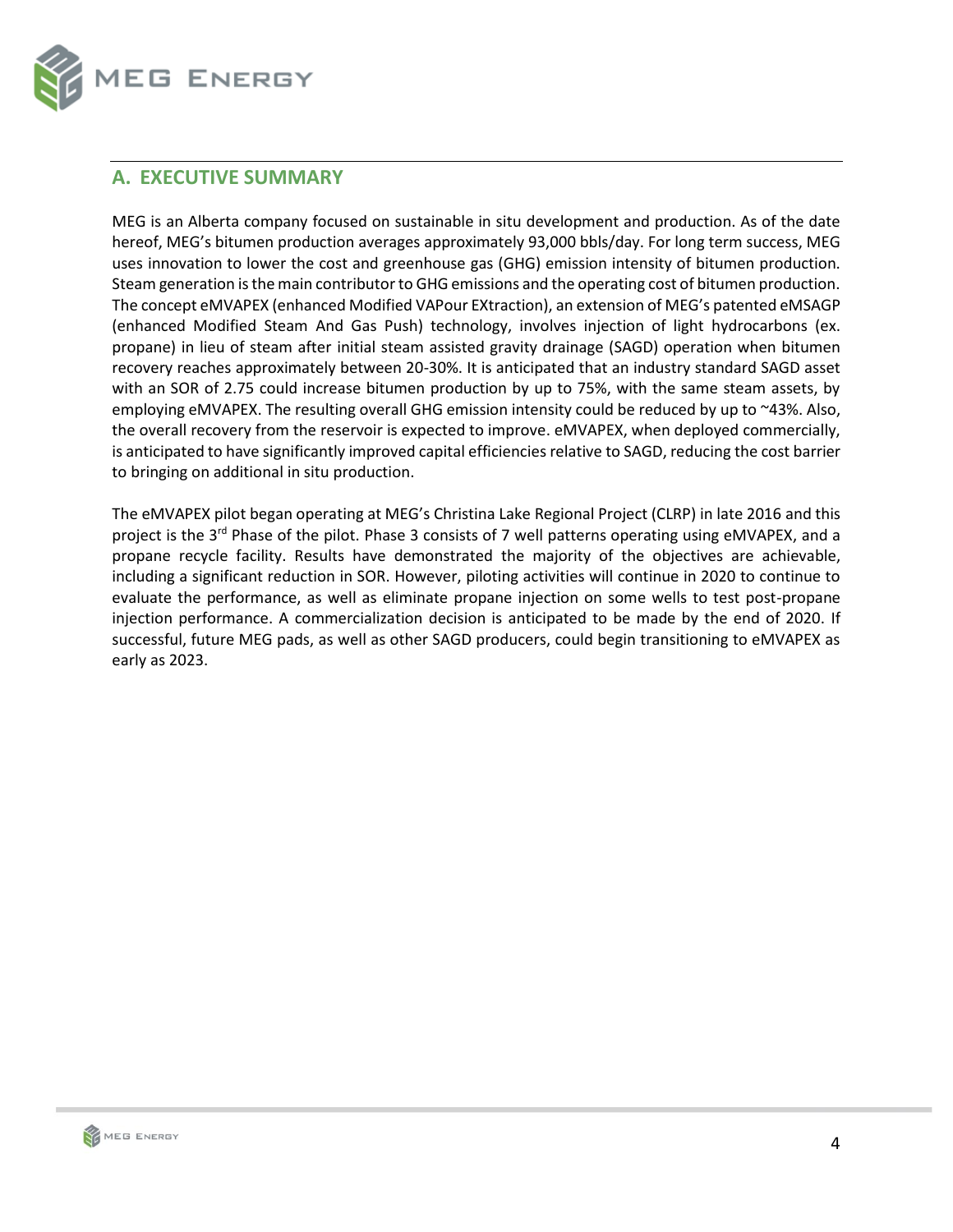## A. EXECUTIVE SUMMARY

MEG is an Alberta company focused on sustainable in situ development and production. As of the date hereof, MEG's bitumen production averages approximately 93,000 bbls/day. For long term success, MEG uses innovation to lower the cost and greenhouse gas (GHG) emission intensity of bitumen production. Steam generation is the main contributor to GHG emissions and the operating cost of bitumen production. The concept eMVAPEX (enhanced Modified VAPour EXtraction), an extension of MEG's patented eMSAGP (enhanced Modified Steam And Gas Push) technology, involves injection of light hydrocarbons (ex. propane) in lieu of steam after initial steam assisted gravity drainage (SAGD) operation when bitumen recovery reaches approximately between 20-30%. It is anticipated that an industry standard SAGD asset with an SOR of 2.75 could increase bitumen production by up to 75%, with the same steam assets, by employing eMVAPEX. The resulting overall GHG emission intensity could be reduced by up to ~43%. Also, the overall recovery from the reservoir is expected to improve. eMVAPEX, when deployed commercially, is anticipated to have significantly improved capital efficiencies relative to SAGD, reducing the cost barrier to bringing on additional in situ production.

The eMVAPEX pilot began operating at MEG's Christina Lake Regional Project (CLRP) in late 2016 and this project is the 3rd Phase of the pilot. Phase 3 consists of 7 well patterns operating using eMVAPEX, and a propane recycle facility. Results have demonstrated the majority of the objectives are achievable, including a significant reduction in SOR. However, piloting activities will continue in 2020 to continue to evaluate the performance, as well as eliminate propane injection on some wells to test post-propane injection performance. A commercialization decision is anticipated to be made by the end of 2020. If successful, future MEG pads, as well as other SAGD producers, could begin transitioning to eMVAPEX as early as 2023.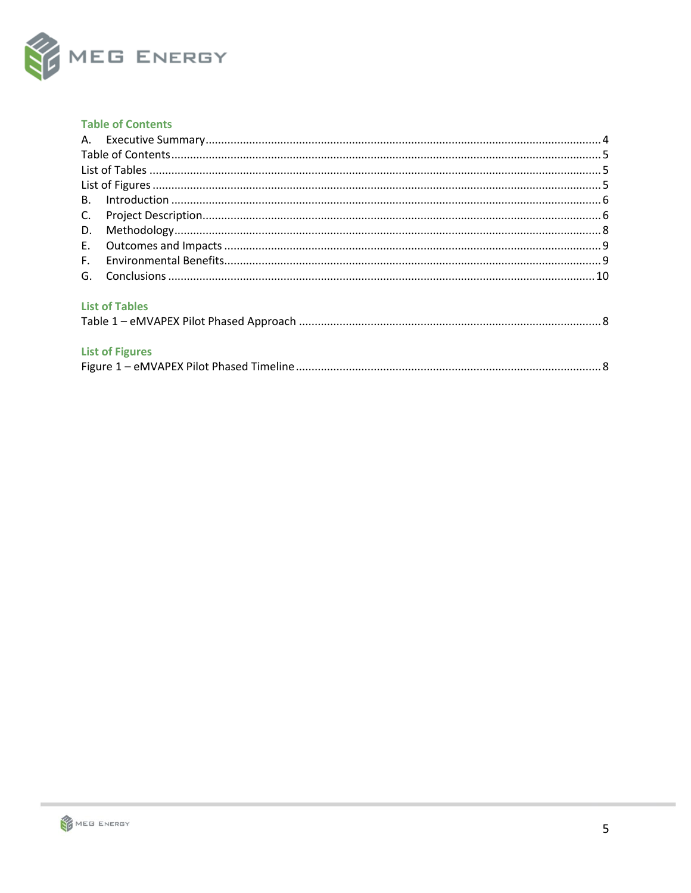## Table of Contents

A. Executive Summary .......... 4
Table of Contents .......... 5
List of Tables .......... 5
List of Figures .......... 5
B. Introduction .......... 6
C. Project Description .......... 6
D. Methodology .......... 8
E. Outcomes and Impacts .......... 9
F. Environmental Benefits .......... 9
G. Conclusions .......... 10

## List of Tables

Table 1 – eMVAPEX Pilot Phased Approach .......... 8

## List of Figures

Figure 1 – eMVAPEX Pilot Phased Timeline .......... 8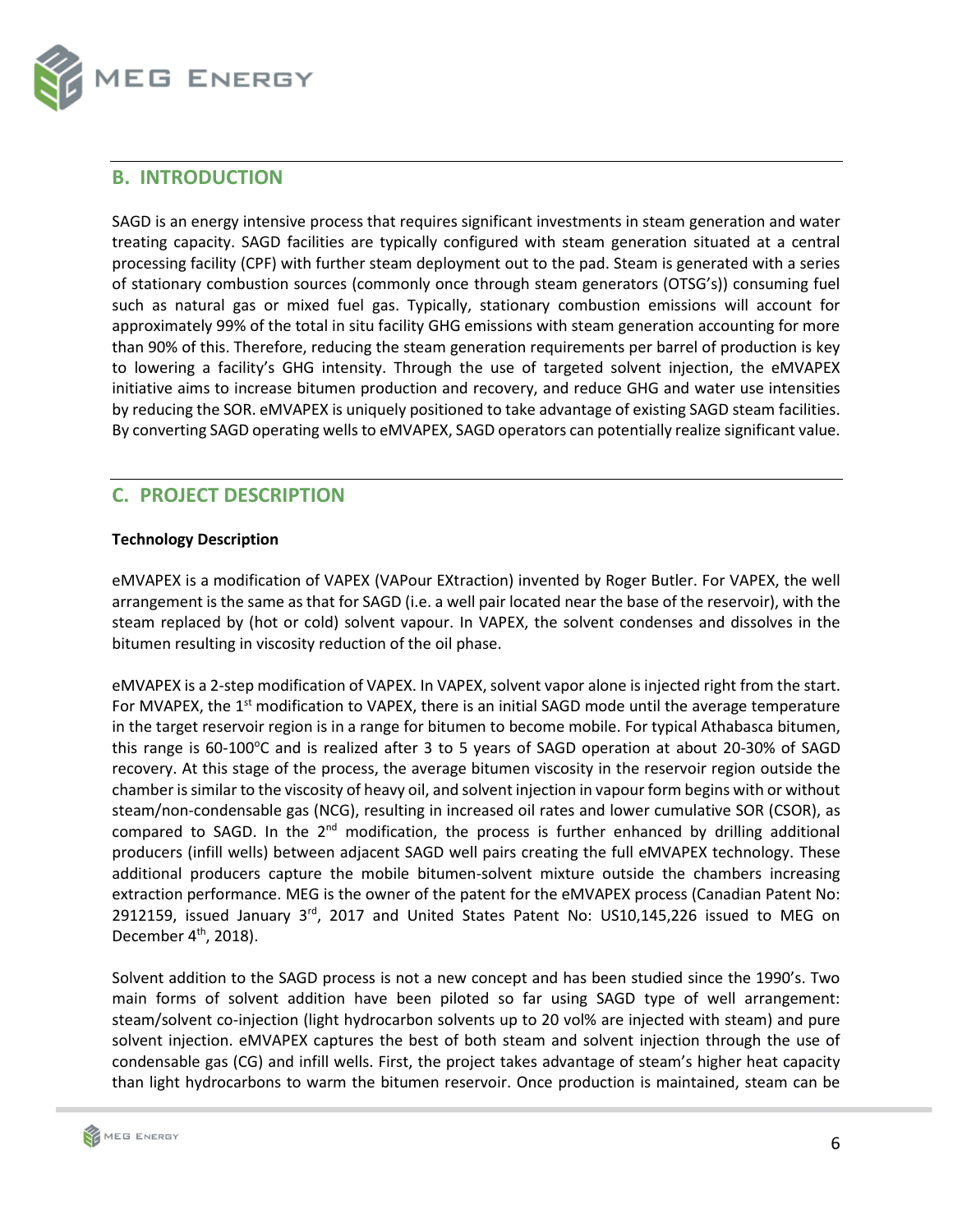## B. INTRODUCTION

SAGD is an energy intensive process that requires significant investments in steam generation and water treating capacity. SAGD facilities are typically configured with steam generation situated at a central processing facility (CPF) with further steam deployment out to the pad. Steam is generated with a series of stationary combustion sources (commonly once through steam generators (OTSG's)) consuming fuel such as natural gas or mixed fuel gas. Typically, stationary combustion emissions will account for approximately 99% of the total in situ facility GHG emissions with steam generation accounting for more than 90% of this. Therefore, reducing the steam generation requirements per barrel of production is key to lowering a facility's GHG intensity. Through the use of targeted solvent injection, the eMVAPEX initiative aims to increase bitumen production and recovery, and reduce GHG and water use intensities by reducing the SOR. eMVAPEX is uniquely positioned to take advantage of existing SAGD steam facilities. By converting SAGD operating wells to eMVAPEX, SAGD operators can potentially realize significant value.

## C. PROJECT DESCRIPTION

**Technology Description**

eMVAPEX is a modification of VAPEX (VAPour EXtraction) invented by Roger Butler. For VAPEX, the well arrangement is the same as that for SAGD (i.e. a well pair located near the base of the reservoir), with the steam replaced by (hot or cold) solvent vapour. In VAPEX, the solvent condenses and dissolves in the bitumen resulting in viscosity reduction of the oil phase.

eMVAPEX is a 2-step modification of VAPEX. In VAPEX, solvent vapor alone is injected right from the start. For MVAPEX, the 1st modification to VAPEX, there is an initial SAGD mode until the average temperature in the target reservoir region is in a range for bitumen to become mobile. For typical Athabasca bitumen, this range is 60-100°C and is realized after 3 to 5 years of SAGD operation at about 20-30% of SAGD recovery. At this stage of the process, the average bitumen viscosity in the reservoir region outside the chamber is similar to the viscosity of heavy oil, and solvent injection in vapour form begins with or without steam/non-condensable gas (NCG), resulting in increased oil rates and lower cumulative SOR (CSOR), as compared to SAGD. In the 2nd modification, the process is further enhanced by drilling additional producers (infill wells) between adjacent SAGD well pairs creating the full eMVAPEX technology. These additional producers capture the mobile bitumen-solvent mixture outside the chambers increasing extraction performance. MEG is the owner of the patent for the eMVAPEX process (Canadian Patent No: 2912159, issued January 3rd, 2017 and United States Patent No: US10,145,226 issued to MEG on December 4th, 2018).

Solvent addition to the SAGD process is not a new concept and has been studied since the 1990's. Two main forms of solvent addition have been piloted so far using SAGD type of well arrangement: steam/solvent co-injection (light hydrocarbon solvents up to 20 vol% are injected with steam) and pure solvent injection. eMVAPEX captures the best of both steam and solvent injection through the use of condensable gas (CG) and infill wells. First, the project takes advantage of steam's higher heat capacity than light hydrocarbons to warm the bitumen reservoir. Once production is maintained, steam can be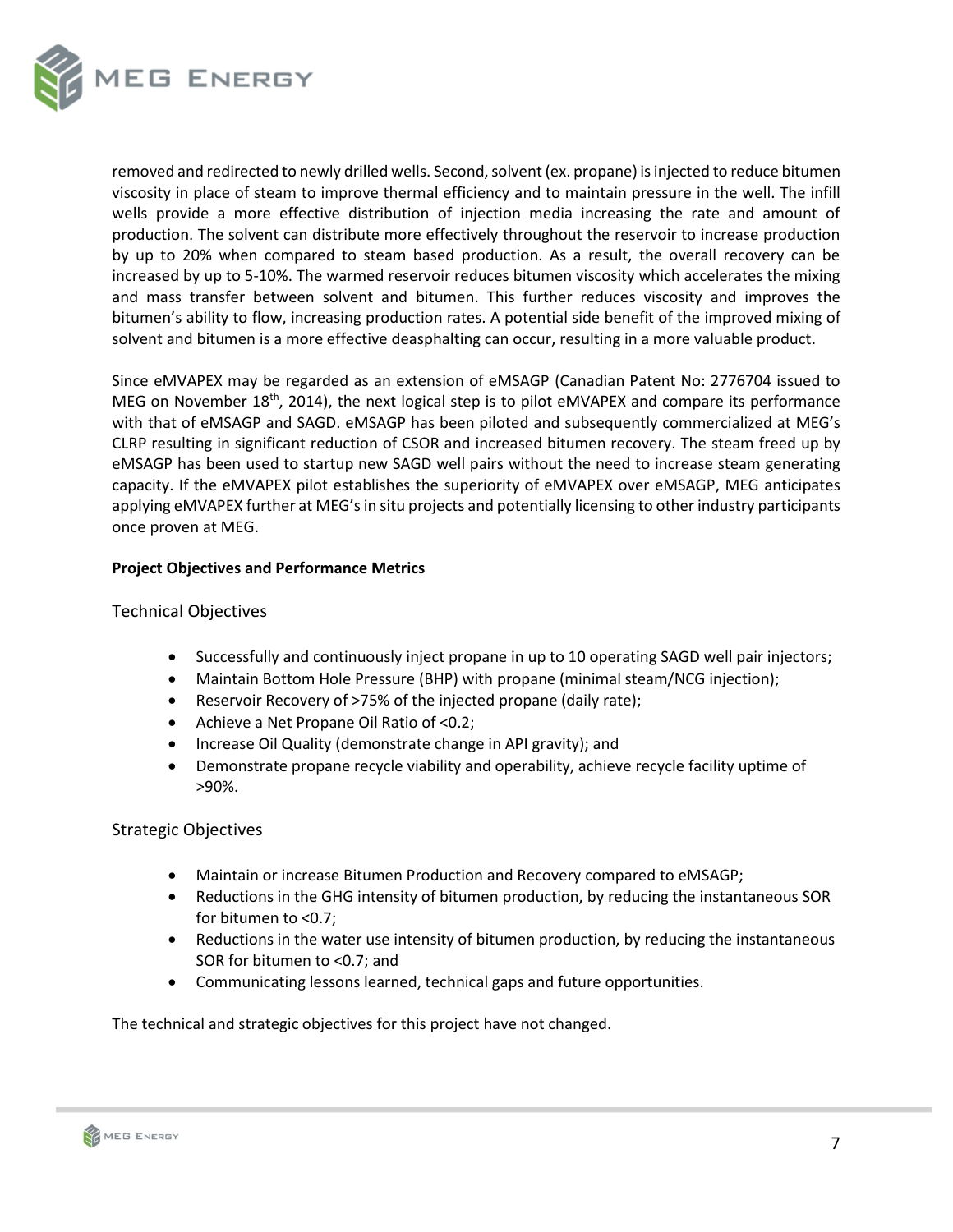removed and redirected to newly drilled wells. Second, solvent (ex. propane) is injected to reduce bitumen viscosity in place of steam to improve thermal efficiency and to maintain pressure in the well. The infill wells provide a more effective distribution of injection media increasing the rate and amount of production. The solvent can distribute more effectively throughout the reservoir to increase production by up to 20% when compared to steam based production. As a result, the overall recovery can be increased by up to 5-10%. The warmed reservoir reduces bitumen viscosity which accelerates the mixing and mass transfer between solvent and bitumen. This further reduces viscosity and improves the bitumen's ability to flow, increasing production rates. A potential side benefit of the improved mixing of solvent and bitumen is a more effective deasphalting can occur, resulting in a more valuable product.

Since eMVAPEX may be regarded as an extension of eMSAGP (Canadian Patent No: 2776704 issued to MEG on November 18th, 2014), the next logical step is to pilot eMVAPEX and compare its performance with that of eMSAGP and SAGD. eMSAGP has been piloted and subsequently commercialized at MEG's CLRP resulting in significant reduction of CSOR and increased bitumen recovery. The steam freed up by eMSAGP has been used to startup new SAGD well pairs without the need to increase steam generating capacity. If the eMVAPEX pilot establishes the superiority of eMVAPEX over eMSAGP, MEG anticipates applying eMVAPEX further at MEG's in situ projects and potentially licensing to other industry participants once proven at MEG.

**Project Objectives and Performance Metrics**

## Technical Objectives

- Successfully and continuously inject propane in up to 10 operating SAGD well pair injectors;
- Maintain Bottom Hole Pressure (BHP) with propane (minimal steam/NCG injection);
- Reservoir Recovery of >75% of the injected propane (daily rate);
- Achieve a Net Propane Oil Ratio of <0.2;
- Increase Oil Quality (demonstrate change in API gravity); and
- Demonstrate propane recycle viability and operability, achieve recycle facility uptime of >90%.

## Strategic Objectives

- Maintain or increase Bitumen Production and Recovery compared to eMSAGP;
- Reductions in the GHG intensity of bitumen production, by reducing the instantaneous SOR for bitumen to <0.7;
- Reductions in the water use intensity of bitumen production, by reducing the instantaneous SOR for bitumen to <0.7; and
- Communicating lessons learned, technical gaps and future opportunities.

The technical and strategic objectives for this project have not changed.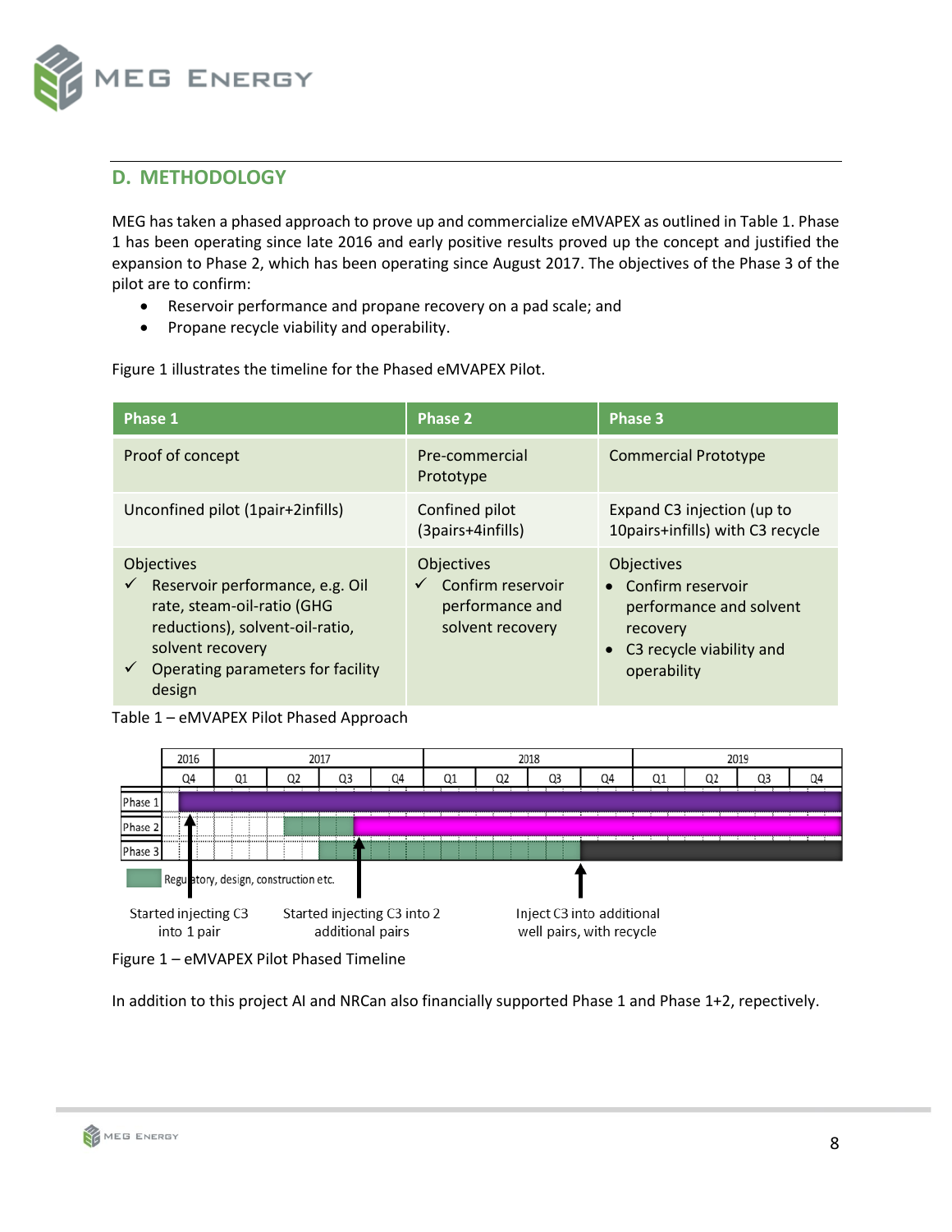## D. METHODOLOGY

MEG has taken a phased approach to prove up and commercialize eMVAPEX as outlined in Table 1. Phase 1 has been operating since late 2016 and early positive results proved up the concept and justified the expansion to Phase 2, which has been operating since August 2017. The objectives of the Phase 3 of the pilot are to confirm:

- Reservoir performance and propane recovery on a pad scale; and
- Propane recycle viability and operability.

Figure 1 illustrates the timeline for the Phased eMVAPEX Pilot.

| Phase 1 | Phase 2 | Phase 3 |
|---|---|---|
| Proof of concept | Pre-commercial Prototype | Commercial Prototype |
| Unconfined pilot (1pair+2infills) | Confined pilot (3pairs+4infills) | Expand C3 injection (up to 10pairs+infills) with C3 recycle |
| Objectives<br>✓ Reservoir performance, e.g. Oil rate, steam-oil-ratio (GHG reductions), solvent-oil-ratio, solvent recovery<br>✓ Operating parameters for facility design | Objectives<br>✓ Confirm reservoir performance and solvent recovery | Objectives<br>• Confirm reservoir performance and solvent recovery<br>• C3 recycle viability and operability |

Table 1 – eMVAPEX Pilot Phased Approach

Figure 1 – eMVAPEX Pilot Phased Timeline

In addition to this project AI and NRCan also financially supported Phase 1 and Phase 1+2, repectively.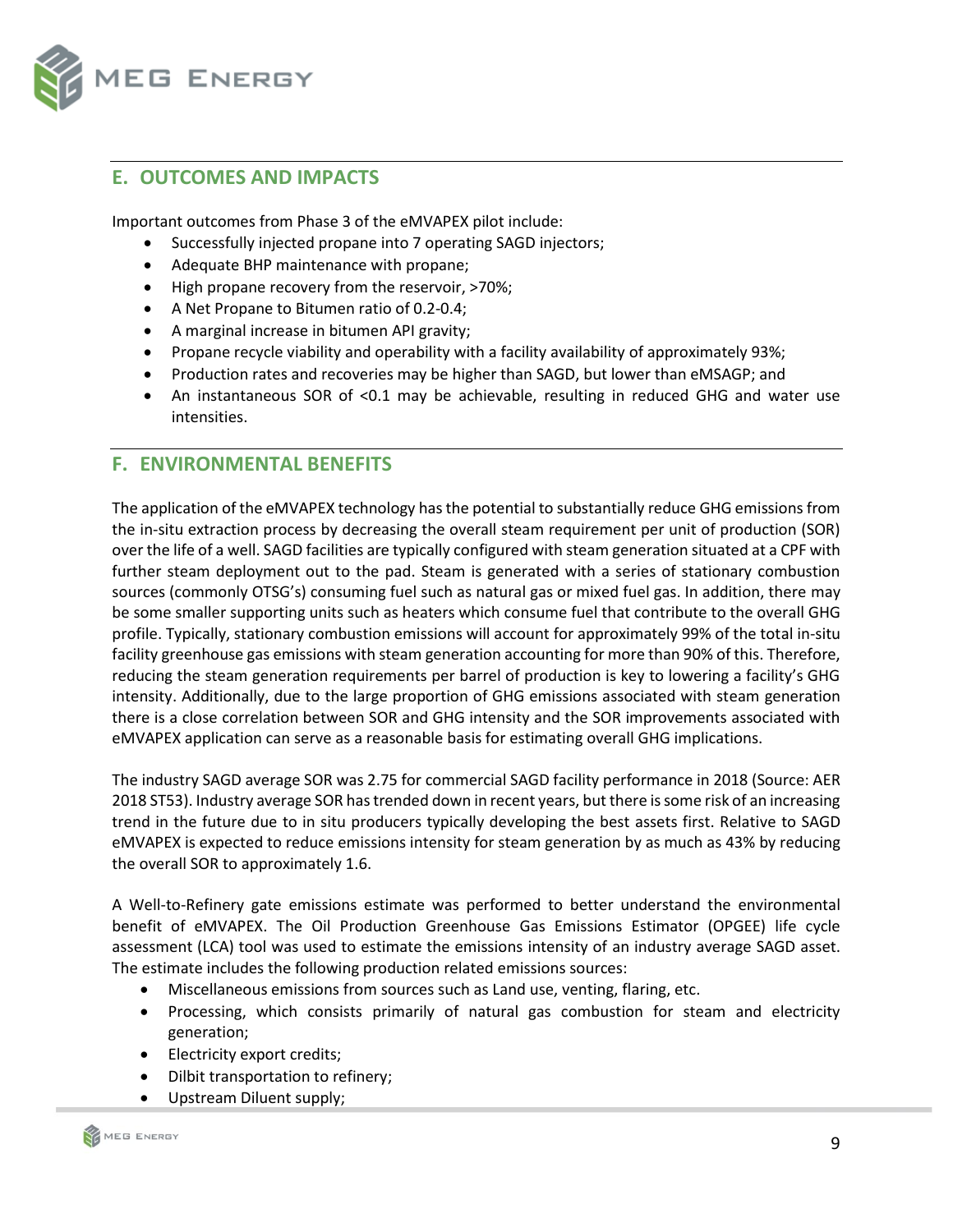## E. OUTCOMES AND IMPACTS

Important outcomes from Phase 3 of the eMVAPEX pilot include:

- Successfully injected propane into 7 operating SAGD injectors;
- Adequate BHP maintenance with propane;
- High propane recovery from the reservoir, >70%;
- A Net Propane to Bitumen ratio of 0.2-0.4;
- A marginal increase in bitumen API gravity;
- Propane recycle viability and operability with a facility availability of approximately 93%;
- Production rates and recoveries may be higher than SAGD, but lower than eMSAGP; and
- An instantaneous SOR of <0.1 may be achievable, resulting in reduced GHG and water use intensities.

## F. ENVIRONMENTAL BENEFITS

The application of the eMVAPEX technology has the potential to substantially reduce GHG emissions from the in-situ extraction process by decreasing the overall steam requirement per unit of production (SOR) over the life of a well. SAGD facilities are typically configured with steam generation situated at a CPF with further steam deployment out to the pad. Steam is generated with a series of stationary combustion sources (commonly OTSG's) consuming fuel such as natural gas or mixed fuel gas. In addition, there may be some smaller supporting units such as heaters which consume fuel that contribute to the overall GHG profile. Typically, stationary combustion emissions will account for approximately 99% of the total in-situ facility greenhouse gas emissions with steam generation accounting for more than 90% of this. Therefore, reducing the steam generation requirements per barrel of production is key to lowering a facility's GHG intensity. Additionally, due to the large proportion of GHG emissions associated with steam generation there is a close correlation between SOR and GHG intensity and the SOR improvements associated with eMVAPEX application can serve as a reasonable basis for estimating overall GHG implications.

The industry SAGD average SOR was 2.75 for commercial SAGD facility performance in 2018 (Source: AER 2018 ST53). Industry average SOR has trended down in recent years, but there is some risk of an increasing trend in the future due to in situ producers typically developing the best assets first. Relative to SAGD eMVAPEX is expected to reduce emissions intensity for steam generation by as much as 43% by reducing the overall SOR to approximately 1.6.

A Well-to-Refinery gate emissions estimate was performed to better understand the environmental benefit of eMVAPEX. The Oil Production Greenhouse Gas Emissions Estimator (OPGEE) life cycle assessment (LCA) tool was used to estimate the emissions intensity of an industry average SAGD asset. The estimate includes the following production related emissions sources:

- Miscellaneous emissions from sources such as Land use, venting, flaring, etc.
- Processing, which consists primarily of natural gas combustion for steam and electricity generation;
- Electricity export credits;
- Dilbit transportation to refinery;
- Upstream Diluent supply;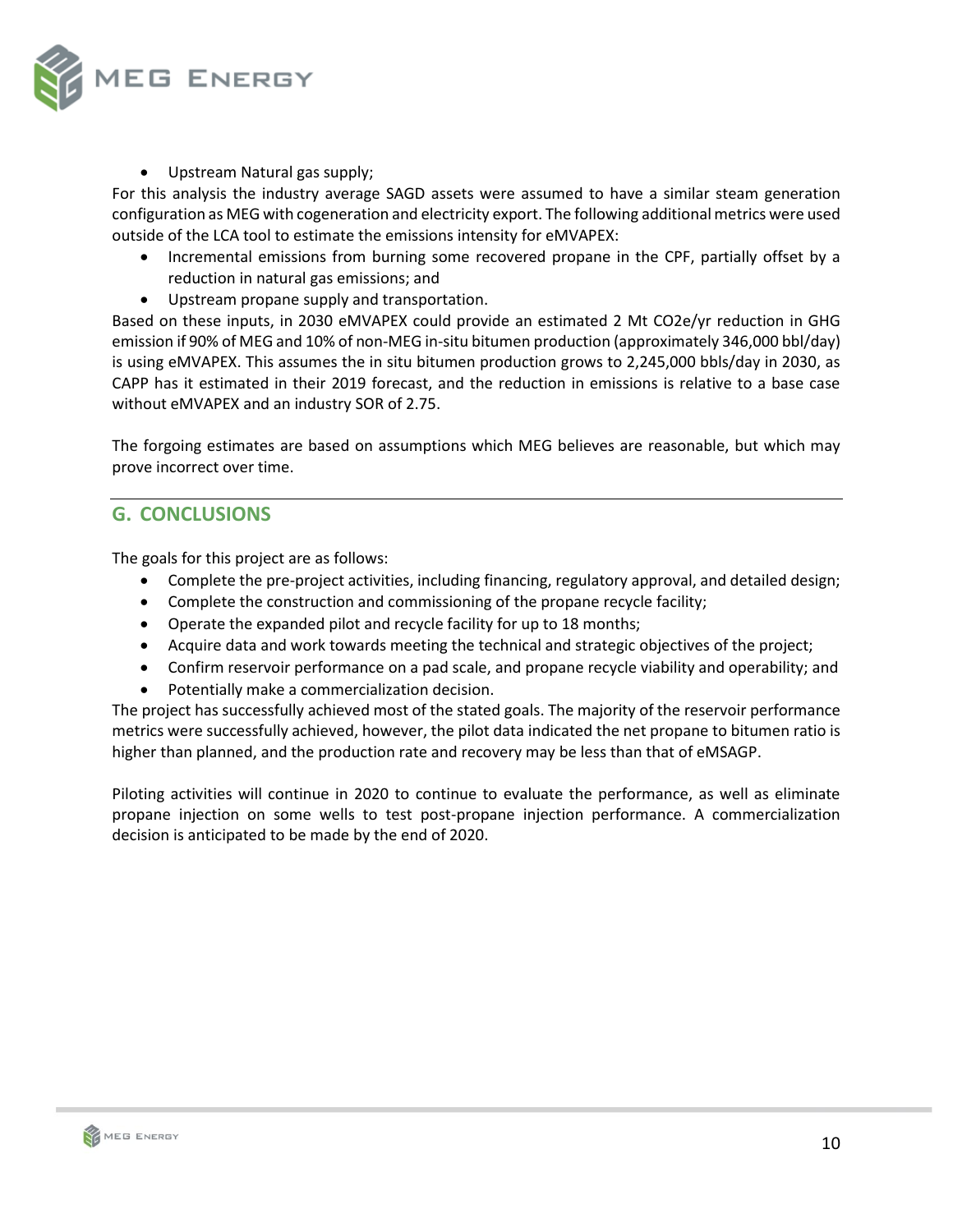- Upstream Natural gas supply;

For this analysis the industry average SAGD assets were assumed to have a similar steam generation configuration as MEG with cogeneration and electricity export. The following additional metrics were used outside of the LCA tool to estimate the emissions intensity for eMVAPEX:

- Incremental emissions from burning some recovered propane in the CPF, partially offset by a reduction in natural gas emissions; and
- Upstream propane supply and transportation.

Based on these inputs, in 2030 eMVAPEX could provide an estimated 2 Mt $CO_2e$/yr reduction in GHG emission if 90% of MEG and 10% of non-MEG in-situ bitumen production (approximately 346,000 bbl/day) is using eMVAPEX. This assumes the in situ bitumen production grows to 2,245,000 bbls/day in 2030, as CAPP has it estimated in their 2019 forecast, and the reduction in emissions is relative to a base case without eMVAPEX and an industry SOR of 2.75.

The forgoing estimates are based on assumptions which MEG believes are reasonable, but which may prove incorrect over time.

## G. CONCLUSIONS

The goals for this project are as follows:

- Complete the pre-project activities, including financing, regulatory approval, and detailed design;
- Complete the construction and commissioning of the propane recycle facility;
- Operate the expanded pilot and recycle facility for up to 18 months;
- Acquire data and work towards meeting the technical and strategic objectives of the project;
- Confirm reservoir performance on a pad scale, and propane recycle viability and operability; and
- Potentially make a commercialization decision.

The project has successfully achieved most of the stated goals. The majority of the reservoir performance metrics were successfully achieved, however, the pilot data indicated the net propane to bitumen ratio is higher than planned, and the production rate and recovery may be less than that of eMSAGP.

Piloting activities will continue in 2020 to continue to evaluate the performance, as well as eliminate propane injection on some wells to test post-propane injection performance. A commercialization decision is anticipated to be made by the end of 2020.